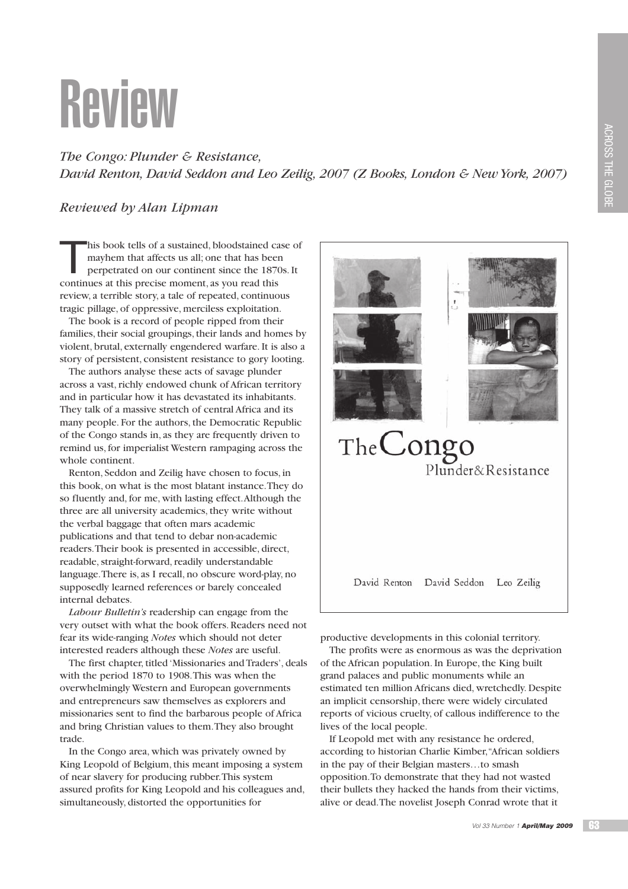# Review

*The Congo: Plunder & Resistance,*
*David Renton, David Seddon and Leo Zeilig, 2007 (Z Books, London & New York, 2007)*

*Reviewed by Alan Lipman*

This book tells of a sustained, bloodstained case of mayhem that affects us all; one that has been perpetrated on our continent since the 1870s. It continues at this precise moment, as you read this review, a terrible story, a tale of repeated, continuous tragic pillage, of oppressive, merciless exploitation.

The book is a record of people ripped from their families, their social groupings, their lands and homes by violent, brutal, externally engendered warfare. It is also a story of persistent, consistent resistance to gory looting.

The authors analyse these acts of savage plunder across a vast, richly endowed chunk of African territory and in particular how it has devastated its inhabitants. They talk of a massive stretch of central Africa and its many people. For the authors, the Democratic Republic of the Congo stands in, as they are frequently driven to remind us, for imperialist Western rampaging across the whole continent.

Renton, Seddon and Zeilig have chosen to focus, in this book, on what is the most blatant instance. They do so fluently and, for me, with lasting effect. Although the three are all university academics, they write without the verbal baggage that often mars academic publications and that tend to debar non-academic readers. Their book is presented in accessible, direct, readable, straight-forward, readily understandable language. There is, as I recall, no obscure word-play, no supposedly learned references or barely concealed internal debates.

*Labour Bulletin's* readership can engage from the very outset with what the book offers. Readers need not fear its wide-ranging *Notes* which should not deter interested readers although these *Notes* are useful.

The first chapter, titled 'Missionaries and Traders', deals with the period 1870 to 1908. This was when the overwhelmingly Western and European governments and entrepreneurs saw themselves as explorers and missionaries sent to find the barbarous people of Africa and bring Christian values to them. They also brought trade.

In the Congo area, which was privately owned by King Leopold of Belgium, this meant imposing a system of near slavery for producing rubber. This system assured profits for King Leopold and his colleagues and, simultaneously, distorted the opportunities for productive developments in this colonial territory.

The profits were as enormous as was the deprivation of the African population. In Europe, the King built grand palaces and public monuments while an estimated ten million Africans died, wretchedly. Despite an implicit censorship, there were widely circulated reports of vicious cruelty, of callous indifference to the lives of the local people.

If Leopold met with any resistance he ordered, according to historian Charlie Kimber, "African soldiers in the pay of their Belgian masters…to smash opposition. To demonstrate that they had not wasted their bullets they hacked the hands from their victims, alive or dead. The novelist Joseph Conrad wrote that it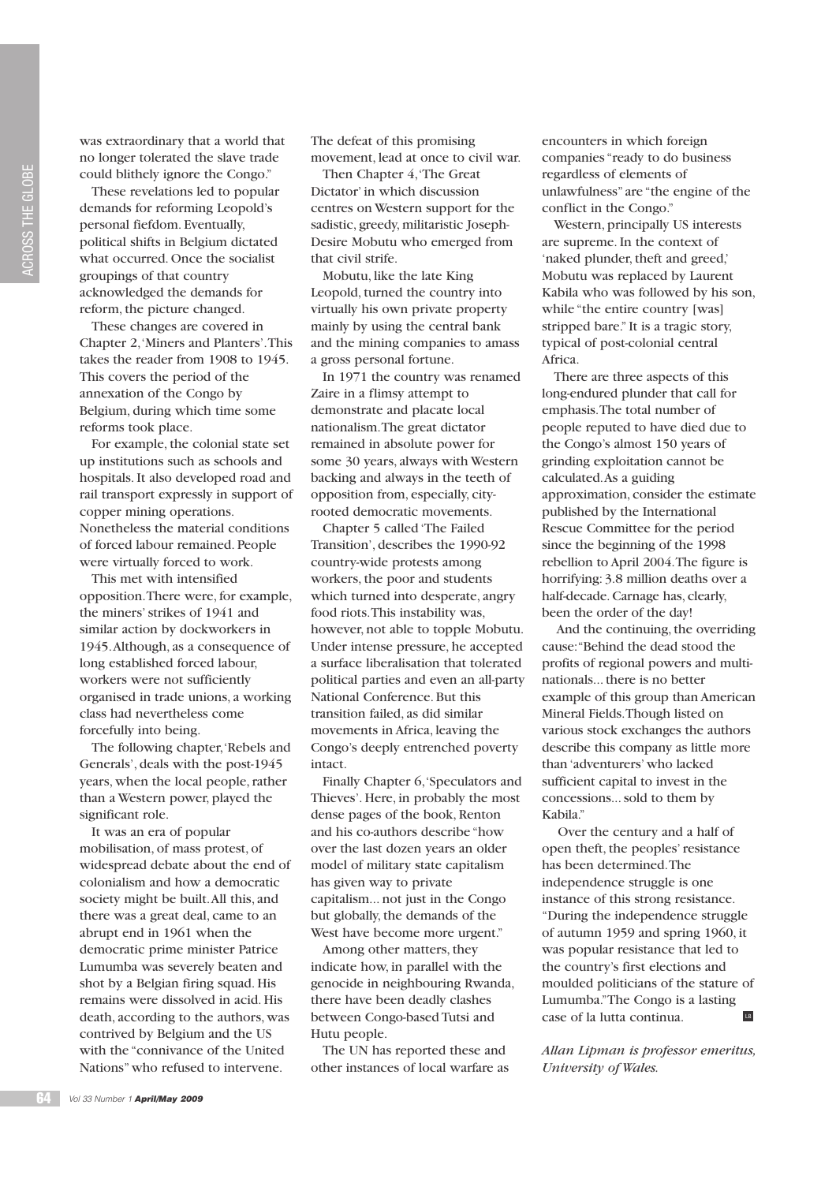was extraordinary that a world that no longer tolerated the slave trade could blithely ignore the Congo."

These revelations led to popular demands for reforming Leopold's personal fiefdom. Eventually, political shifts in Belgium dictated what occurred. Once the socialist groupings of that country acknowledged the demands for reform, the picture changed.

These changes are covered in Chapter 2, 'Miners and Planters'. This takes the reader from 1908 to 1945. This covers the period of the annexation of the Congo by Belgium, during which time some reforms took place.

For example, the colonial state set up institutions such as schools and hospitals. It also developed road and rail transport expressly in support of copper mining operations. Nonetheless the material conditions of forced labour remained. People were virtually forced to work.

This met with intensified opposition. There were, for example, the miners' strikes of 1941 and similar action by dockworkers in 1945. Although, as a consequence of long established forced labour, workers were not sufficiently organised in trade unions, a working class had nevertheless come forcefully into being.

The following chapter, 'Rebels and Generals', deals with the post-1945 years, when the local people, rather than a Western power, played the significant role.

It was an era of popular mobilisation, of mass protest, of widespread debate about the end of colonialism and how a democratic society might be built. All this, and there was a great deal, came to an abrupt end in 1961 when the democratic prime minister Patrice Lumumba was severely beaten and shot by a Belgian firing squad. His remains were dissolved in acid. His death, according to the authors, was contrived by Belgium and the US with the "connivance of the United Nations" who refused to intervene.

The defeat of this promising movement, lead at once to civil war.

Then Chapter 4, 'The Great Dictator' in which discussion centres on Western support for the sadistic, greedy, militaristic Joseph-Desire Mobutu who emerged from that civil strife.

Mobutu, like the late King Leopold, turned the country into virtually his own private property mainly by using the central bank and the mining companies to amass a gross personal fortune.

In 1971 the country was renamed Zaire in a flimsy attempt to demonstrate and placate local nationalism. The great dictator remained in absolute power for some 30 years, always with Western backing and always in the teeth of opposition from, especially, city-rooted democratic movements.

Chapter 5 called 'The Failed Transition', describes the 1990-92 country-wide protests among workers, the poor and students which turned into desperate, angry food riots. This instability was, however, not able to topple Mobutu. Under intense pressure, he accepted a surface liberalisation that tolerated political parties and even an all-party National Conference. But this transition failed, as did similar movements in Africa, leaving the Congo's deeply entrenched poverty intact.

Finally Chapter 6, 'Speculators and Thieves'. Here, in probably the most dense pages of the book, Renton and his co-authors describe "how over the last dozen years an older model of military state capitalism has given way to private capitalism... not just in the Congo but globally, the demands of the West have become more urgent."

Among other matters, they indicate how, in parallel with the genocide in neighbouring Rwanda, there have been deadly clashes between Congo-based Tutsi and Hutu people.

The UN has reported these and other instances of local warfare as encounters in which foreign companies "ready to do business regardless of elements of unlawfulness" are "the engine of the conflict in the Congo."

Western, principally US interests are supreme. In the context of 'naked plunder, theft and greed,' Mobutu was replaced by Laurent Kabila who was followed by his son, while "the entire country [was] stripped bare." It is a tragic story, typical of post-colonial central Africa.

There are three aspects of this long-endured plunder that call for emphasis. The total number of people reputed to have died due to the Congo's almost 150 years of grinding exploitation cannot be calculated. As a guiding approximation, consider the estimate published by the International Rescue Committee for the period since the beginning of the 1998 rebellion to April 2004. The figure is horrifying: 3.8 million deaths over a half-decade. Carnage has, clearly, been the order of the day!

And the continuing, the overriding cause: "Behind the dead stood the profits of regional powers and multi-nationals... there is no better example of this group than American Mineral Fields. Though listed on various stock exchanges the authors describe this company as little more than 'adventurers' who lacked sufficient capital to invest in the concessions... sold to them by Kabila."

Over the century and a half of open theft, the peoples' resistance has been determined. The independence struggle is one instance of this strong resistance. "During the independence struggle of autumn 1959 and spring 1960, it was popular resistance that led to the country's first elections and moulded politicians of the stature of Lumumba." The Congo is a lasting case of la lutta continua.

*Allan Lipman is professor emeritus, University of Wales.*